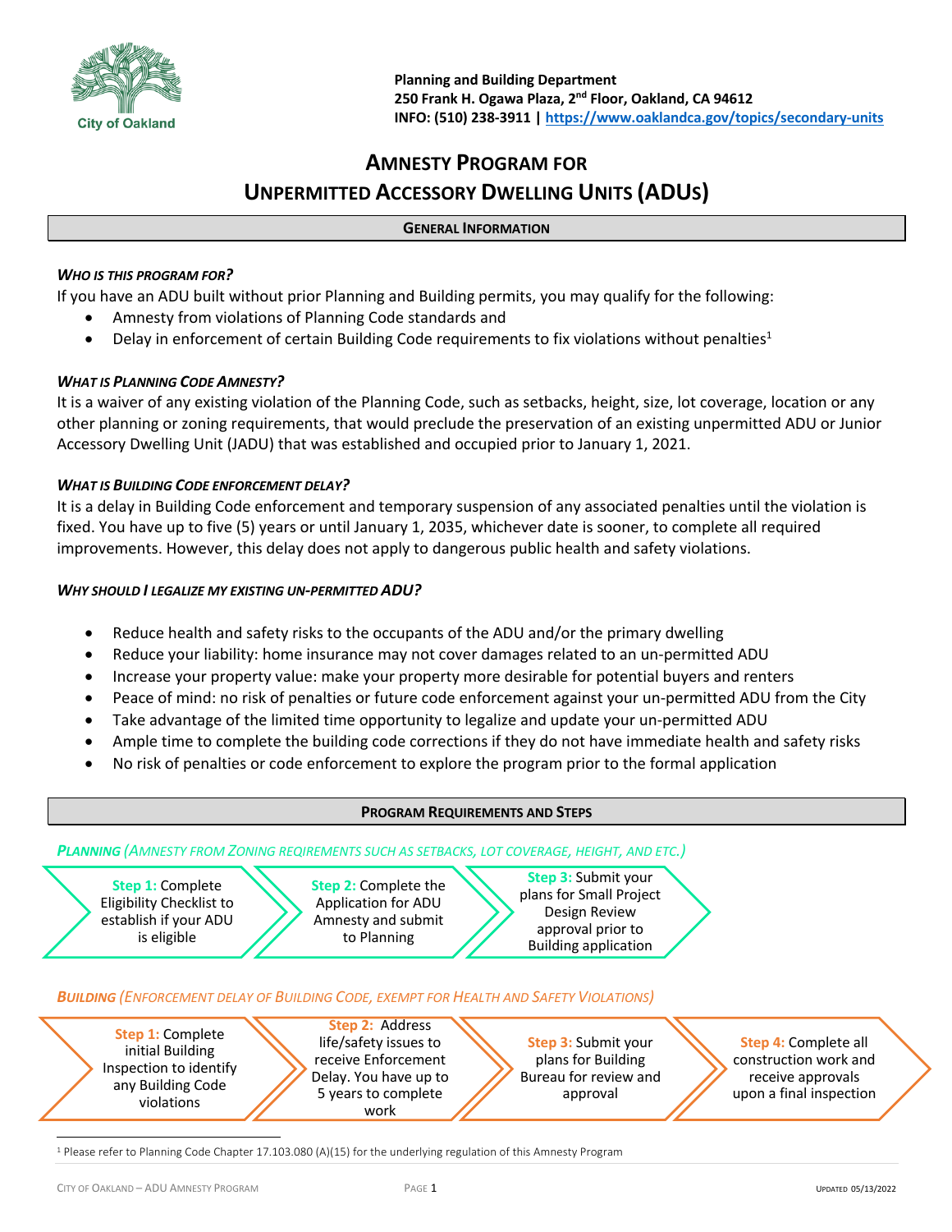Planning and Building Department
250 Frank H. Ogawa Plaza, 2nd Floor, Oakland, CA 94612
INFO: (510) 238-3911 | https://www.oaklandca.gov/topics/secondary-units

# AMNESTY PROGRAM FOR UNPERMITTED ACCESSORY DWELLING UNITS (ADUS)

## GENERAL INFORMATION

### *WHO IS THIS PROGRAM FOR?*

If you have an ADU built without prior Planning and Building permits, you may qualify for the following:

- Amnesty from violations of Planning Code standards and
- Delay in enforcement of certain Building Code requirements to fix violations without penalties[1]

### *WHAT IS PLANNING CODE AMNESTY?*

It is a waiver of any existing violation of the Planning Code, such as setbacks, height, size, lot coverage, location or any other planning or zoning requirements, that would preclude the preservation of an existing unpermitted ADU or Junior Accessory Dwelling Unit (JADU) that was established and occupied prior to January 1, 2021.

### *WHAT IS BUILDING CODE ENFORCEMENT DELAY?*

It is a delay in Building Code enforcement and temporary suspension of any associated penalties until the violation is fixed. You have up to five (5) years or until January 1, 2035, whichever date is sooner, to complete all required improvements. However, this delay does not apply to dangerous public health and safety violations.

### *WHY SHOULD I LEGALIZE MY EXISTING UN-PERMITTED ADU?*

- Reduce health and safety risks to the occupants of the ADU and/or the primary dwelling
- Reduce your liability: home insurance may not cover damages related to an un-permitted ADU
- Increase your property value: make your property more desirable for potential buyers and renters
- Peace of mind: no risk of penalties or future code enforcement against your un-permitted ADU from the City
- Take advantage of the limited time opportunity to legalize and update your un-permitted ADU
- Ample time to complete the building code corrections if they do not have immediate health and safety risks
- No risk of penalties or code enforcement to explore the program prior to the formal application

## PROGRAM REQUIREMENTS AND STEPS

### *PLANNING (AMNESTY FROM ZONING REQIREMENTS SUCH AS SETBACKS, LOT COVERAGE, HEIGHT, AND ETC.)*

**Step 1:** Complete Eligibility Checklist to establish if your ADU is eligible → **Step 2:** Complete the Application for ADU Amnesty and submit to Planning → **Step 3:** Submit your plans for Small Project Design Review approval prior to Building application

### *BUILDING (ENFORCEMENT DELAY OF BUILDING CODE, EXEMPT FOR HEALTH AND SAFETY VIOLATIONS)*

**Step 1:** Complete initial Building Inspection to identify any Building Code violations → **Step 2:** Address life/safety issues to receive Enforcement Delay. You have up to 5 years to complete work → **Step 3:** Submit your plans for Building Bureau for review and approval → **Step 4:** Complete all construction work and receive approvals upon a final inspection

[1] Please refer to Planning Code Chapter 17.103.080 (A)(15) for the underlying regulation of this Amnesty Program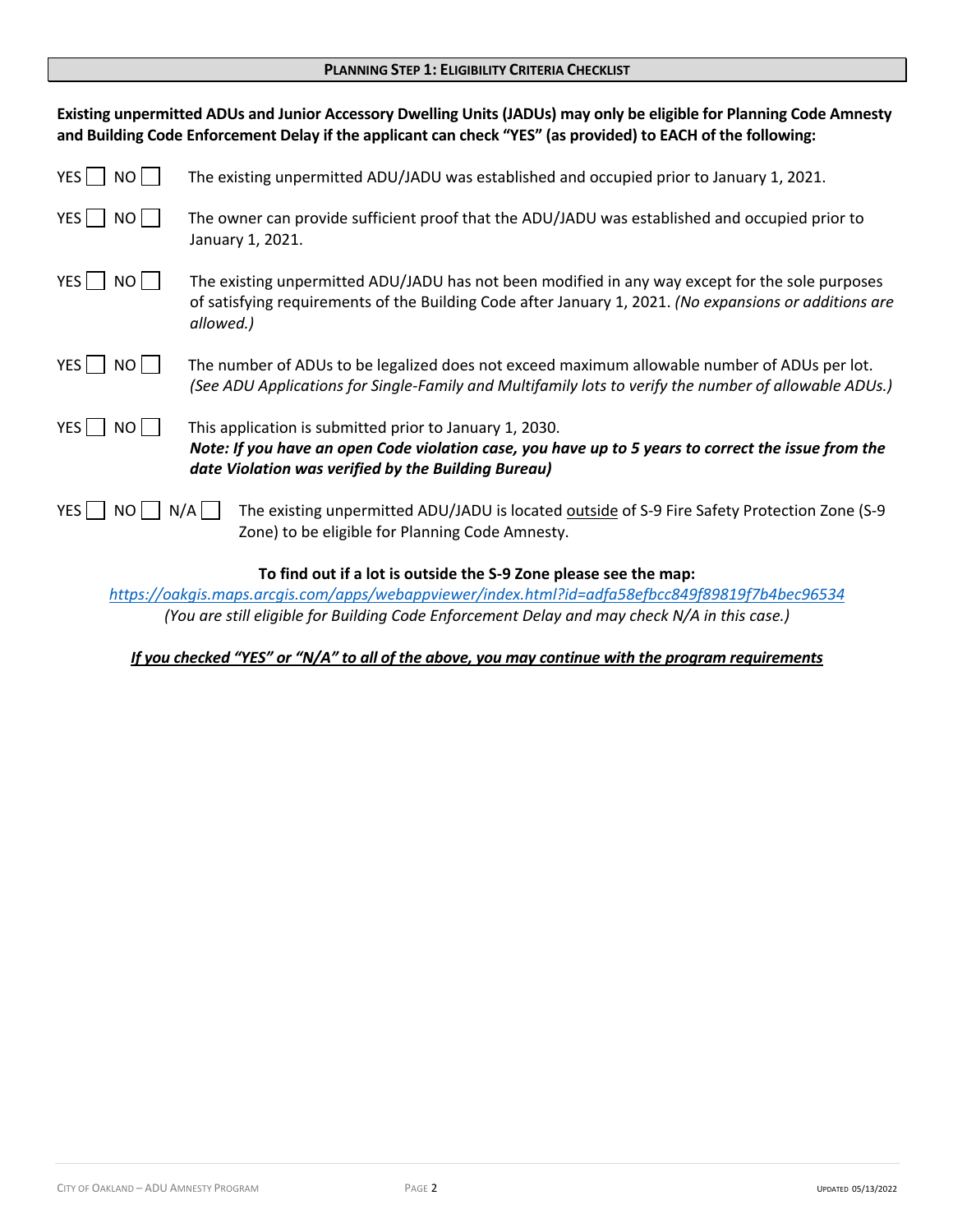## PLANNING STEP 1: ELIGIBILITY CRITERIA CHECKLIST

**Existing unpermitted ADUs and Junior Accessory Dwelling Units (JADUs) may only be eligible for Planning Code Amnesty and Building Code Enforcement Delay if the applicant can check "YES" (as provided) to EACH of the following:**

YES ☐ NO ☐ The existing unpermitted ADU/JADU was established and occupied prior to January 1, 2021.

YES ☐ NO ☐ The owner can provide sufficient proof that the ADU/JADU was established and occupied prior to January 1, 2021.

YES ☐ NO ☐ The existing unpermitted ADU/JADU has not been modified in any way except for the sole purposes of satisfying requirements of the Building Code after January 1, 2021. *(No expansions or additions are allowed.)*

YES ☐ NO ☐ The number of ADUs to be legalized does not exceed maximum allowable number of ADUs per lot. *(See ADU Applications for Single-Family and Multifamily lots to verify the number of allowable ADUs.)*

YES ☐ NO ☐ This application is submitted prior to January 1, 2030.
***Note: If you have an open Code violation case, you have up to 5 years to correct the issue from the date Violation was verified by the Building Bureau)***

YES ☐ NO ☐ N/A ☐ The existing unpermitted ADU/JADU is located outside of S-9 Fire Safety Protection Zone (S-9 Zone) to be eligible for Planning Code Amnesty.

**To find out if a lot is outside the S-9 Zone please see the map:**
*https://oakgis.maps.arcgis.com/apps/webappviewer/index.html?id=adfa58efbcc849f89819f7b4bec96534*
*(You are still eligible for Building Code Enforcement Delay and may check N/A in this case.)*

***If you checked "YES" or "N/A" to all of the above, you may continue with the program requirements***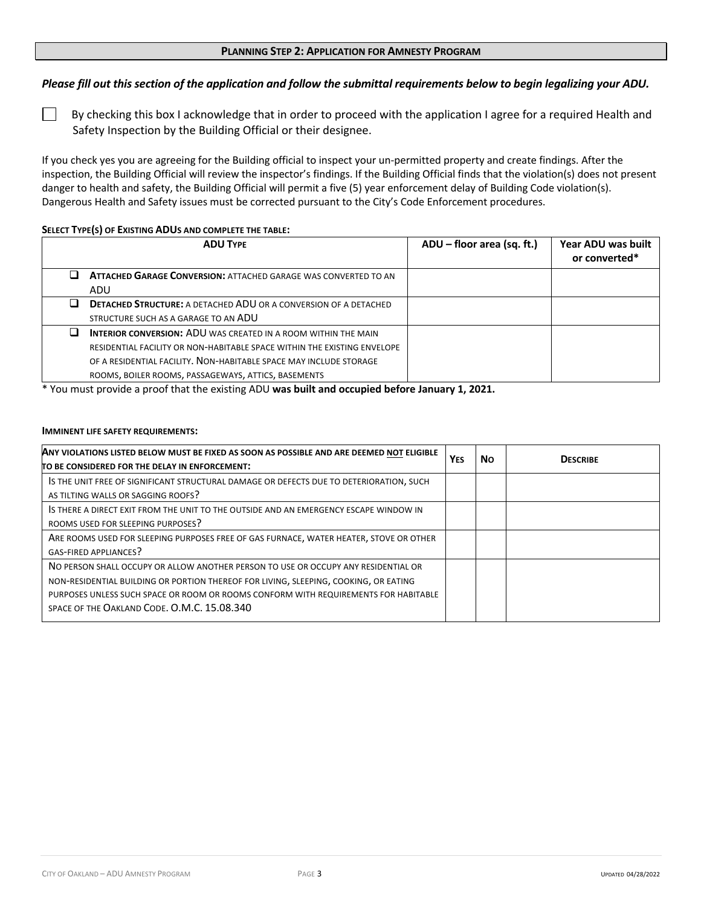## Planning Step 2: Application for Amnesty Program

***Please fill out this section of the application and follow the submittal requirements below to begin legalizing your ADU.***

☐ By checking this box I acknowledge that in order to proceed with the application I agree for a required Health and Safety Inspection by the Building Official or their designee.

If you check yes you are agreeing for the Building official to inspect your un-permitted property and create findings. After the inspection, the Building Official will review the inspector's findings. If the Building Official finds that the violation(s) does not present danger to health and safety, the Building Official will permit a five (5) year enforcement delay of Building Code violation(s). Dangerous Health and Safety issues must be corrected pursuant to the City's Code Enforcement procedures.

**Select Type(s) of Existing ADUs and complete the table:**

| ADU Type | ADU – floor area (sq. ft.) | Year ADU was built or converted* |
|---|---|---|
| ☐ **Attached Garage Conversion:** attached garage was converted to an ADU | | |
| ☐ **Detached Structure:** a detached ADU or a conversion of a detached structure such as a garage to an ADU | | |
| ☐ **Interior conversion:** ADU was created in a room within the main residential facility or non-habitable space within the existing envelope of a residential facility. Non-habitable space may include storage rooms, boiler rooms, passageways, attics, basements | | |

\* You must provide a proof that the existing ADU **was built and occupied before January 1, 2021.**

**Imminent life safety requirements:**

| Any violations listed below must be fixed as soon as possible and are deemed <u>not</u> eligible to be considered for the delay in enforcement: | Yes | No | Describe |
|---|---|---|---|
| Is the unit free of significant structural damage or defects due to deterioration, such as tilting walls or sagging roofs? | | | |
| Is there a direct exit from the unit to the outside and an emergency escape window in rooms used for sleeping purposes? | | | |
| Are rooms used for sleeping purposes free of gas furnace, water heater, stove or other gas-fired appliances? | | | |
| No person shall occupy or allow another person to use or occupy any residential or non-residential building or portion thereof for living, sleeping, cooking, or eating purposes unless such space or room or rooms conform with requirements for habitable space of the Oakland Code. O.M.C. 15.08.340 | | | |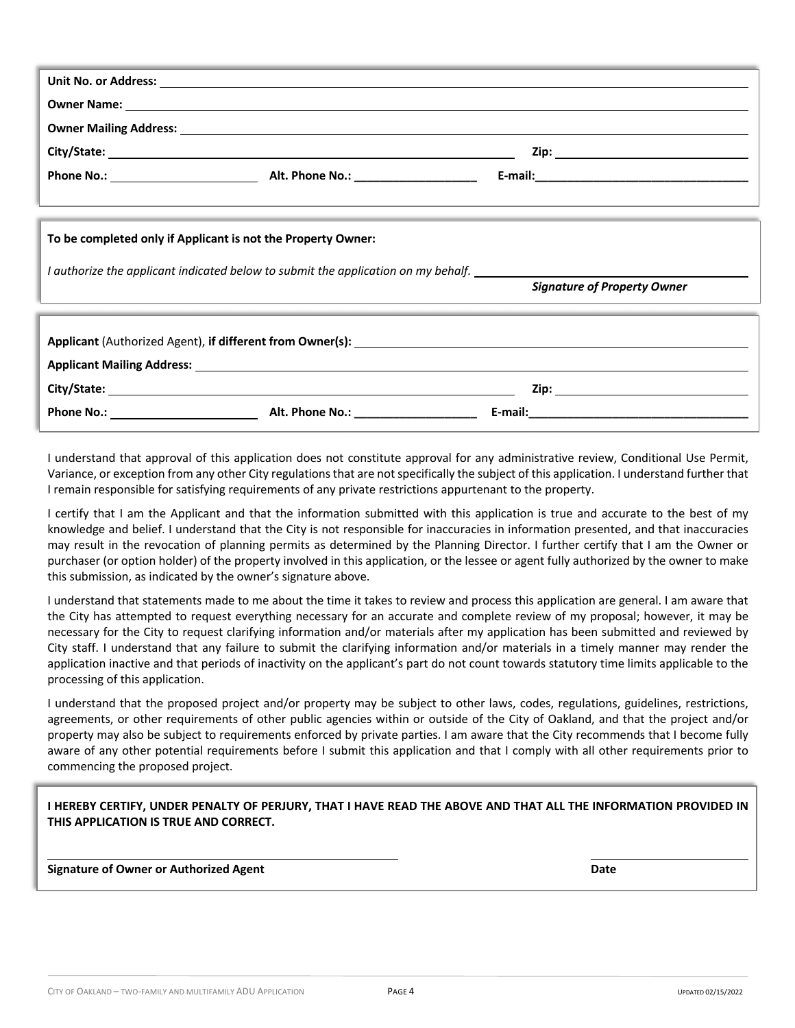**Unit No. or Address:** ______________________________________________

**Owner Name:** ______________________________________________

**Owner Mailing Address:** ______________________________________________

**City/State:** ______________________________ **Zip:** ______________

**Phone No.:** ______________ **Alt. Phone No.:** ______________ **E-mail:** ______________

---

**To be completed only if Applicant is not the Property Owner:**

*I authorize the applicant indicated below to submit the application on my behalf.* ______________________________

***Signature of Property Owner***

---

**Applicant** (Authorized Agent), **if different from Owner(s):** ______________________________________________

**Applicant Mailing Address:** ______________________________________________

**City/State:** ______________________________ **Zip:** ______________

**Phone No.:** ______________ **Alt. Phone No.:** ______________ **E-mail:** ______________

---

I understand that approval of this application does not constitute approval for any administrative review, Conditional Use Permit, Variance, or exception from any other City regulations that are not specifically the subject of this application. I understand further that I remain responsible for satisfying requirements of any private restrictions appurtenant to the property.

I certify that I am the Applicant and that the information submitted with this application is true and accurate to the best of my knowledge and belief. I understand that the City is not responsible for inaccuracies in information presented, and that inaccuracies may result in the revocation of planning permits as determined by the Planning Director. I further certify that I am the Owner or purchaser (or option holder) of the property involved in this application, or the lessee or agent fully authorized by the owner to make this submission, as indicated by the owner's signature above.

I understand that statements made to me about the time it takes to review and process this application are general. I am aware that the City has attempted to request everything necessary for an accurate and complete review of my proposal; however, it may be necessary for the City to request clarifying information and/or materials after my application has been submitted and reviewed by City staff. I understand that any failure to submit the clarifying information and/or materials in a timely manner may render the application inactive and that periods of inactivity on the applicant's part do not count towards statutory time limits applicable to the processing of this application.

I understand that the proposed project and/or property may be subject to other laws, codes, regulations, guidelines, restrictions, agreements, or other requirements of other public agencies within or outside of the City of Oakland, and that the project and/or property may also be subject to requirements enforced by private parties. I am aware that the City recommends that I become fully aware of any other potential requirements before I submit this application and that I comply with all other requirements prior to commencing the proposed project.

---

**I HEREBY CERTIFY, UNDER PENALTY OF PERJURY, THAT I HAVE READ THE ABOVE AND THAT ALL THE INFORMATION PROVIDED IN THIS APPLICATION IS TRUE AND CORRECT.**

______________________________________________ ______________

**Signature of Owner or Authorized Agent** **Date**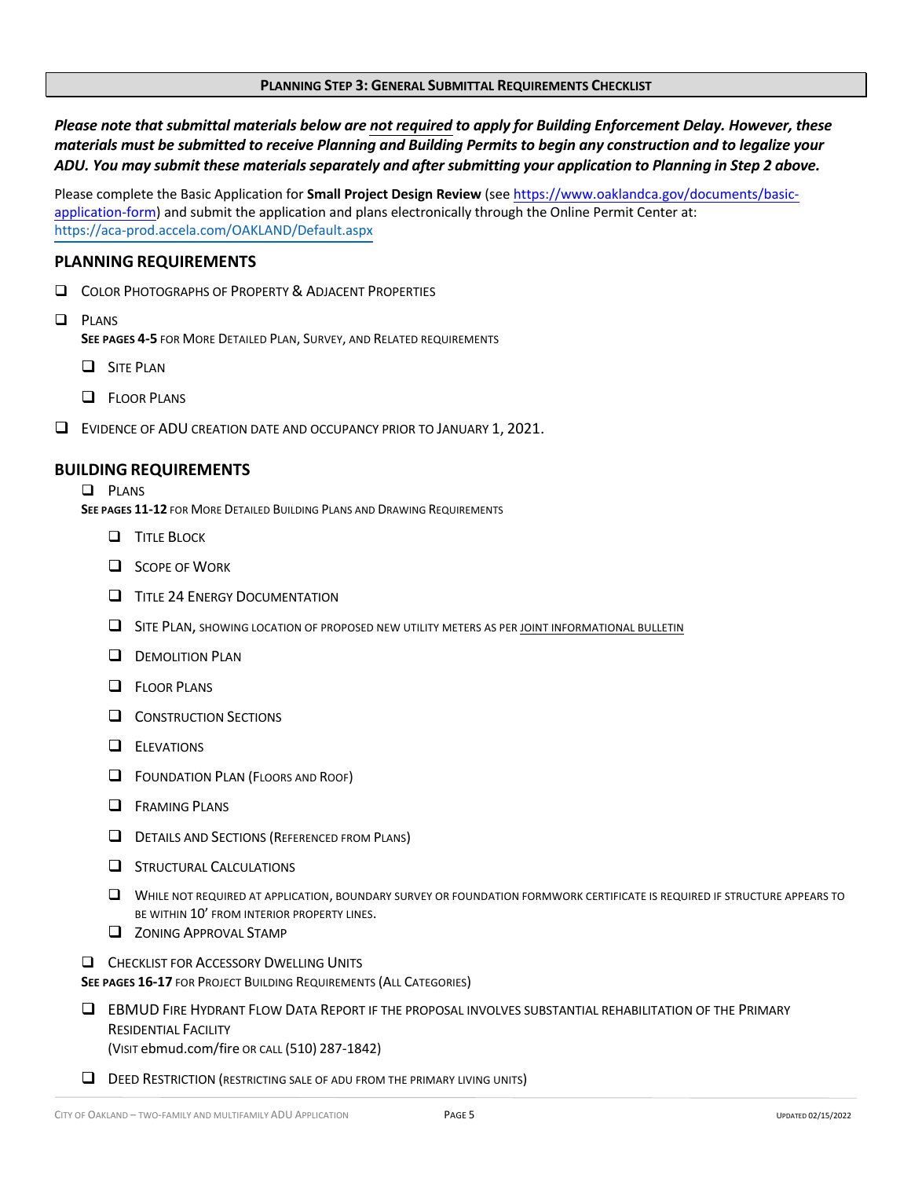## Planning Step 3: General Submittal Requirements Checklist

***Please note that submittal materials below are not required to apply for Building Enforcement Delay. However, these materials must be submitted to receive Planning and Building Permits to begin any construction and to legalize your ADU. You may submit these materials separately and after submitting your application to Planning in Step 2 above.***

Please complete the Basic Application for **Small Project Design Review** (see https://www.oaklandca.gov/documents/basic-application-form) and submit the application and plans electronically through the Online Permit Center at: https://aca-prod.accela.com/OAKLAND/Default.aspx

### PLANNING REQUIREMENTS

- ❑ Color Photographs of Property & Adjacent Properties
- ❑ Plans
  **See pages 4-5** for More Detailed Plan, Survey, and Related requirements
  - ❑ Site Plan
  - ❑ Floor Plans
- ❑ Evidence of ADU creation date and occupancy prior to January 1, 2021.

### BUILDING REQUIREMENTS

- ❑ Plans
  **See pages 11-12** for More Detailed Building Plans and Drawing Requirements
  - ❑ Title Block
  - ❑ Scope of Work
  - ❑ Title 24 Energy Documentation
  - ❑ Site Plan, showing location of proposed new utility meters as per Joint Informational Bulletin
  - ❑ Demolition Plan
  - ❑ Floor Plans
  - ❑ Construction Sections
  - ❑ Elevations
  - ❑ Foundation Plan (Floors and Roof)
  - ❑ Framing Plans
  - ❑ Details and Sections (Referenced from Plans)
  - ❑ Structural Calculations
  - ❑ While not required at application, boundary survey or foundation formwork certificate is required if structure appears to be within 10' from interior property lines.
  - ❑ Zoning Approval Stamp
- ❑ Checklist for Accessory Dwelling Units
  **See pages 16-17** for Project Building Requirements (All Categories)
- ❑ EBMUD Fire Hydrant Flow Data Report if the proposal involves substantial rehabilitation of the Primary Residential Facility
  (Visit ebmud.com/fire or call (510) 287-1842)
- ❑ Deed Restriction (restricting sale of ADU from the primary living units)